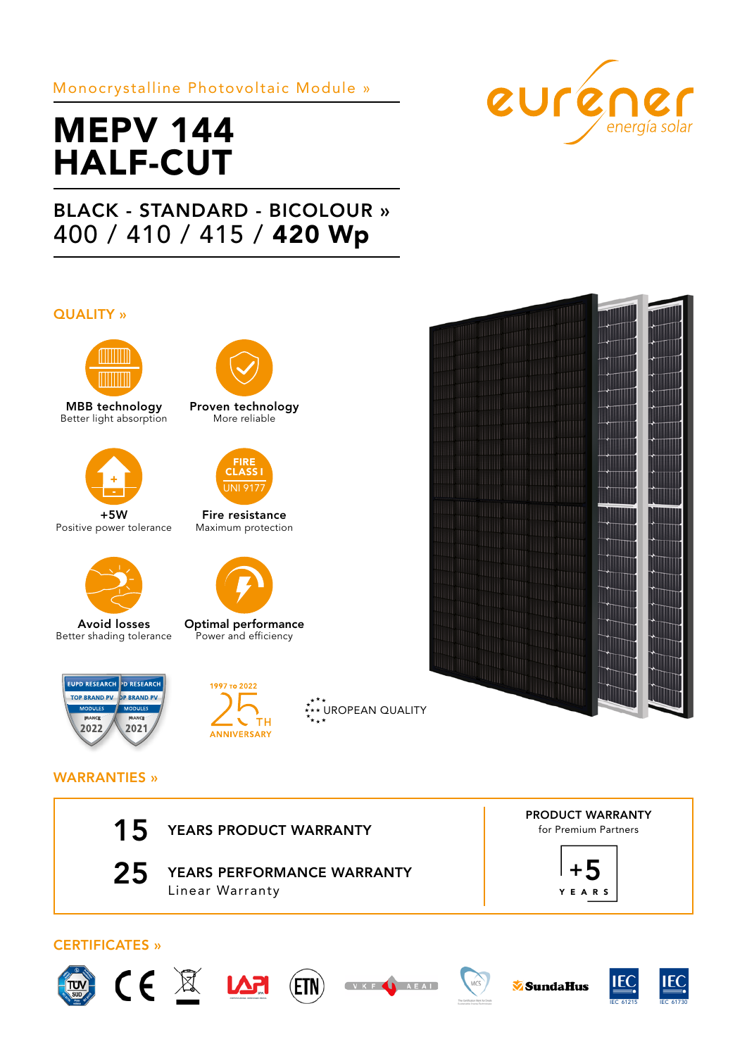Monocrystalline Photovoltaic Module »

# MEPV 144 HALF-CUT

## BLACK - STANDARD - BICOLOUR »

400 / 410 / 415 / **420 Wp**

eurener energía solar

## QUALITY »

**MBB technology**
Better light absorption

**Proven technology**
More reliable

**+5W**
Positive power tolerance

**Fire resistance**
Maximum protection

FIRE CLASS I UNI 9177

**Avoid losses**
Better shading tolerance

**Optimal performance**
Power and efficiency

EUPD RESEARCH TOP BRAND PV MODULES FRANCE 2022 / EUPD RESEARCH TOP BRAND PV MODULES FRANCE 2021

1997 TO 2022 25TH ANNIVERSARY

EUROPEAN QUALITY

## WARRANTIES »

**15** YEARS PRODUCT WARRANTY

**25** YEARS PERFORMANCE WARRANTY
Linear Warranty

PRODUCT WARRANTY
for Premium Partners

+5 YEARS

## CERTIFICATES »

TÜV SÜD, CE, LAPI, ETN, VKF AEAI, MCS, SundaHus, IEC 61215, IEC 61730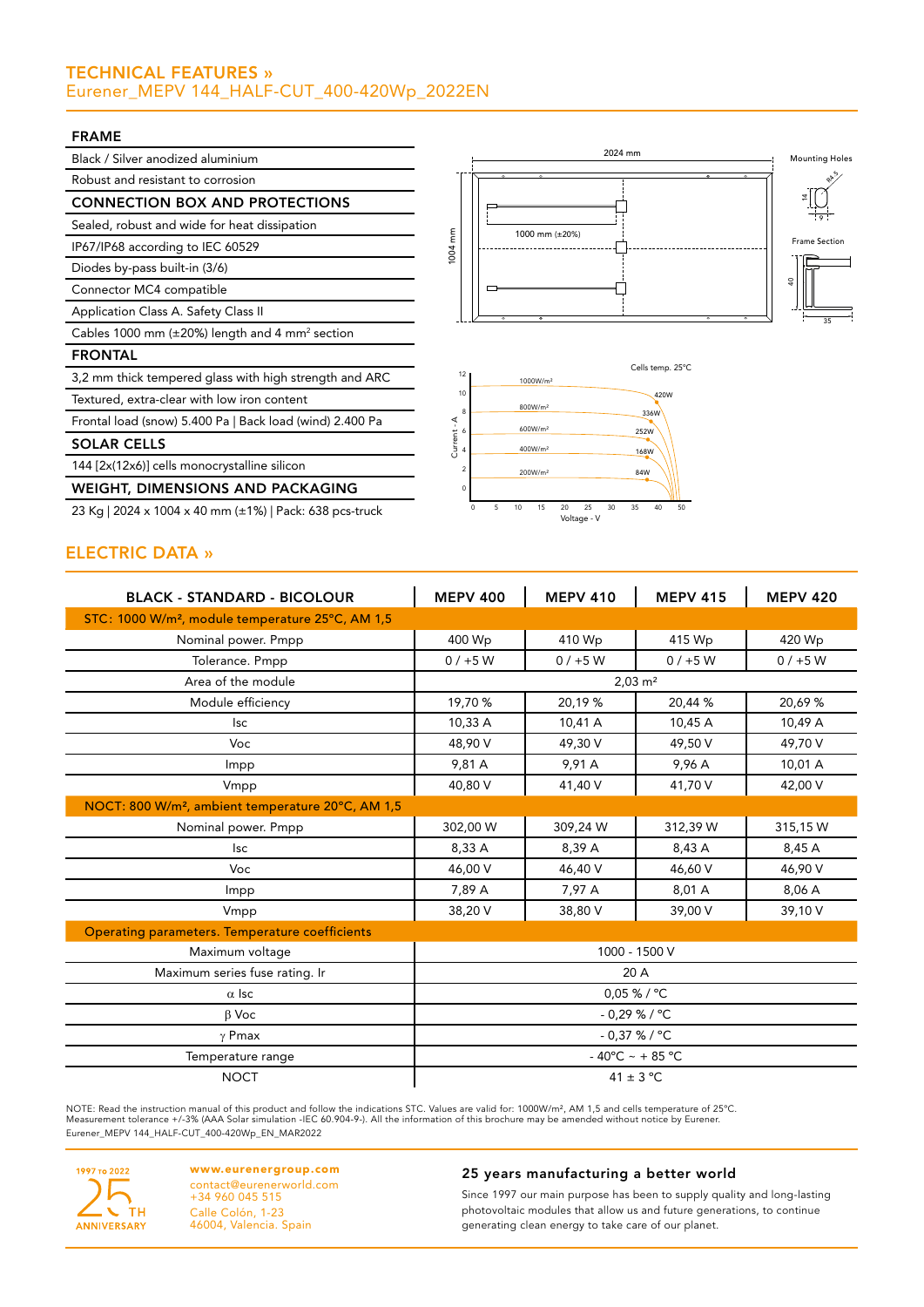## TECHNICAL FEATURES »

Eurener_MEPV 144_HALF-CUT_400-420Wp_2022EN

| FRAME |
|---|
| Black / Silver anodized aluminium |
| Robust and resistant to corrosion |
| **CONNECTION BOX AND PROTECTIONS** |
| Sealed, robust and wide for heat dissipation |
| IP67/IP68 according to IEC 60529 |
| Diodes by-pass built-in (3/6) |
| Connector MC4 compatible |
| Application Class A. Safety Class II |
| Cables 1000 mm (±20%) length and 4 mm² section |
| **FRONTAL** |
| 3,2 mm thick tempered glass with high strength and ARC |
| Textured, extra-clear with low iron content |
| Frontal load (snow) 5.400 Pa \| Back load (wind) 2.400 Pa |
| **SOLAR CELLS** |
| 144 [2x(12x6)] cells monocrystalline silicon |
| **WEIGHT, DIMENSIONS AND PACKAGING** |
| 23 Kg \| 2024 x 1004 x 40 mm (±1%) \| Pack: 638 pcs-truck |

2024 mm
1004 mm
1000 mm (±20%)
Mounting Holes
Ø4,5
14
9
Frame Section
40
35

Cells temp. 25°C
1000W/m²
420W
800W/m²
336W
600W/m²
252W
400W/m²
168W
200W/m²
84W
Current - A
Voltage - V
0 2 4 6 8 10 12
0 5 10 15 20 25 30 35 40 50

## ELECTRIC DATA »

| BLACK - STANDARD - BICOLOUR | MEPV 400 | MEPV 410 | MEPV 415 | MEPV 420 |
|---|---|---|---|---|
| **STC: 1000 W/m², module temperature 25°C, AM 1,5** | | | | |
| Nominal power. Pmpp | 400 Wp | 410 Wp | 415 Wp | 420 Wp |
| Tolerance. Pmpp | 0 / +5 W | 0 / +5 W | 0 / +5 W | 0 / +5 W |
| Area of the module | 2,03 m² | | | |
| Module efficiency | 19,70 % | 20,19 % | 20,44 % | 20,69 % |
| Isc | 10,33 A | 10,41 A | 10,45 A | 10,49 A |
| Voc | 48,90 V | 49,30 V | 49,50 V | 49,70 V |
| Impp | 9,81 A | 9,91 A | 9,96 A | 10,01 A |
| Vmpp | 40,80 V | 41,40 V | 41,70 V | 42,00 V |
| **NOCT: 800 W/m², ambient temperature 20°C, AM 1,5** | | | | |
| Nominal power. Pmpp | 302,00 W | 309,24 W | 312,39 W | 315,15 W |
| Isc | 8,33 A | 8,39 A | 8,43 A | 8,45 A |
| Voc | 46,00 V | 46,40 V | 46,60 V | 46,90 V |
| Impp | 7,89 A | 7,97 A | 8,01 A | 8,06 A |
| Vmpp | 38,20 V | 38,80 V | 39,00 V | 39,10 V |
| **Operating parameters. Temperature coefficients** | | | | |
| Maximum voltage | 1000 - 1500 V | | | |
| Maximum series fuse rating. Ir | 20 A | | | |
| $\alpha$ Isc | 0,05 % / °C | | | |
| $\beta$ Voc | - 0,29 % / °C | | | |
| $\gamma$ Pmax | - 0,37 % / °C | | | |
| Temperature range | - 40°C ~ + 85 °C | | | |
| NOCT | 41 ± 3 °C | | | |

NOTE: Read the instruction manual of this product and follow the indications STC. Values are valid for: 1000W/m², AM 1,5 and cells temperature of 25°C. Measurement tolerance +/-3% (AAA Solar simulation -IEC 60.904-9-). All the information of this brochure may be amended without notice by Eurener.
Eurener_MEPV 144_HALF-CUT_400-420Wp_EN_MAR2022

1997 TO 2022 25 TH ANNIVERSARY

**www.eurenergroup.com**
contact@eurenerworld.com
+34 960 045 515
Calle Colón, 1-23
46004, Valencia. Spain

### 25 years manufacturing a better world

Since 1997 our main purpose has been to supply quality and long-lasting photovoltaic modules that allow us and future generations, to continue generating clean energy to take care of our planet.